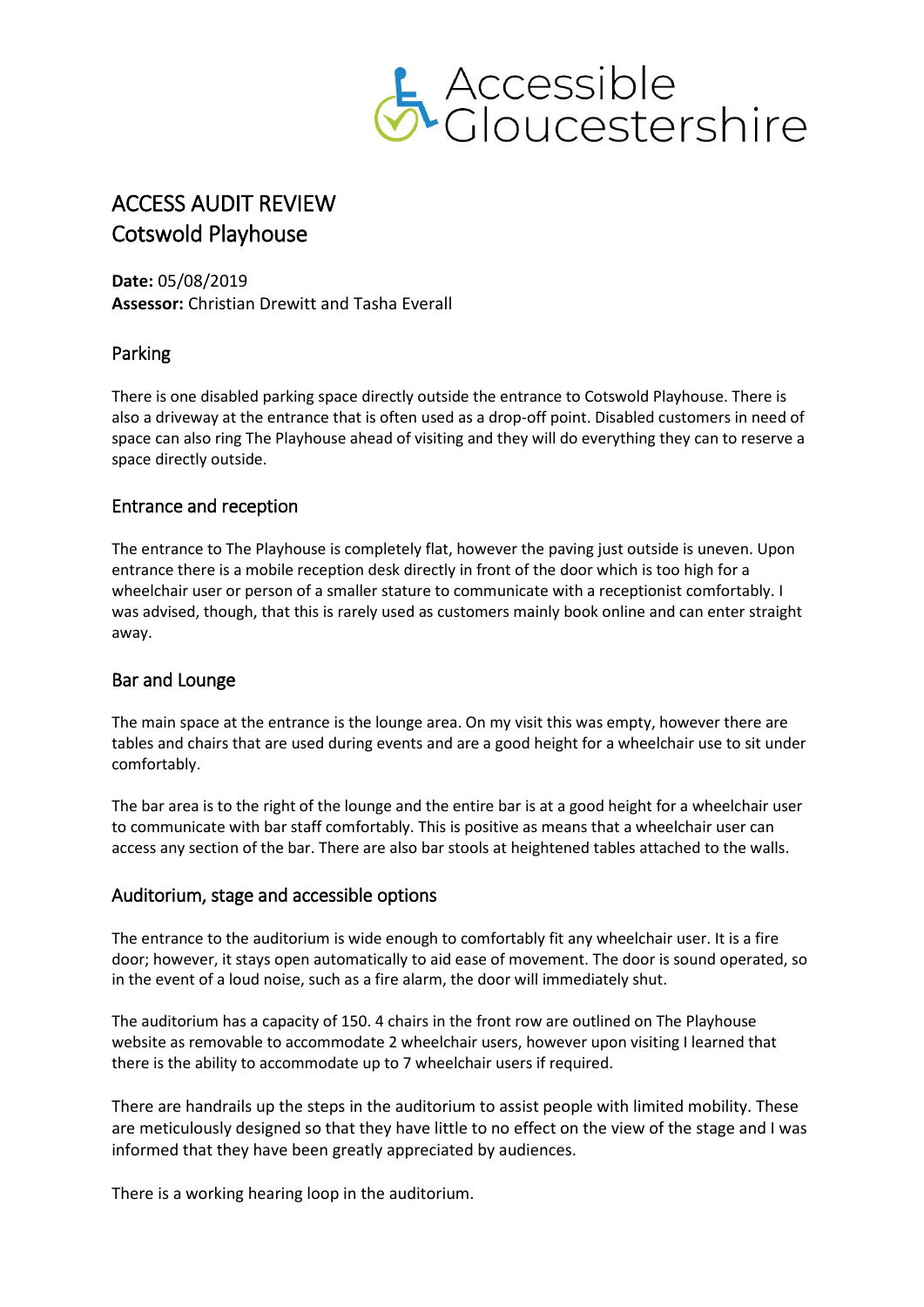Accessible Gloucestershire

# ACCESS AUDIT REVIEW
# Cotswold Playhouse

**Date:** 05/08/2019
**Assessor:** Christian Drewitt and Tasha Everall

## Parking

There is one disabled parking space directly outside the entrance to Cotswold Playhouse. There is also a driveway at the entrance that is often used as a drop-off point. Disabled customers in need of space can also ring The Playhouse ahead of visiting and they will do everything they can to reserve a space directly outside.

## Entrance and reception

The entrance to The Playhouse is completely flat, however the paving just outside is uneven. Upon entrance there is a mobile reception desk directly in front of the door which is too high for a wheelchair user or person of a smaller stature to communicate with a receptionist comfortably. I was advised, though, that this is rarely used as customers mainly book online and can enter straight away.

## Bar and Lounge

The main space at the entrance is the lounge area. On my visit this was empty, however there are tables and chairs that are used during events and are a good height for a wheelchair use to sit under comfortably.

The bar area is to the right of the lounge and the entire bar is at a good height for a wheelchair user to communicate with bar staff comfortably. This is positive as means that a wheelchair user can access any section of the bar. There are also bar stools at heightened tables attached to the walls.

## Auditorium, stage and accessible options

The entrance to the auditorium is wide enough to comfortably fit any wheelchair user. It is a fire door; however, it stays open automatically to aid ease of movement. The door is sound operated, so in the event of a loud noise, such as a fire alarm, the door will immediately shut.

The auditorium has a capacity of 150. 4 chairs in the front row are outlined on The Playhouse website as removable to accommodate 2 wheelchair users, however upon visiting I learned that there is the ability to accommodate up to 7 wheelchair users if required.

There are handrails up the steps in the auditorium to assist people with limited mobility. These are meticulously designed so that they have little to no effect on the view of the stage and I was informed that they have been greatly appreciated by audiences.

There is a working hearing loop in the auditorium.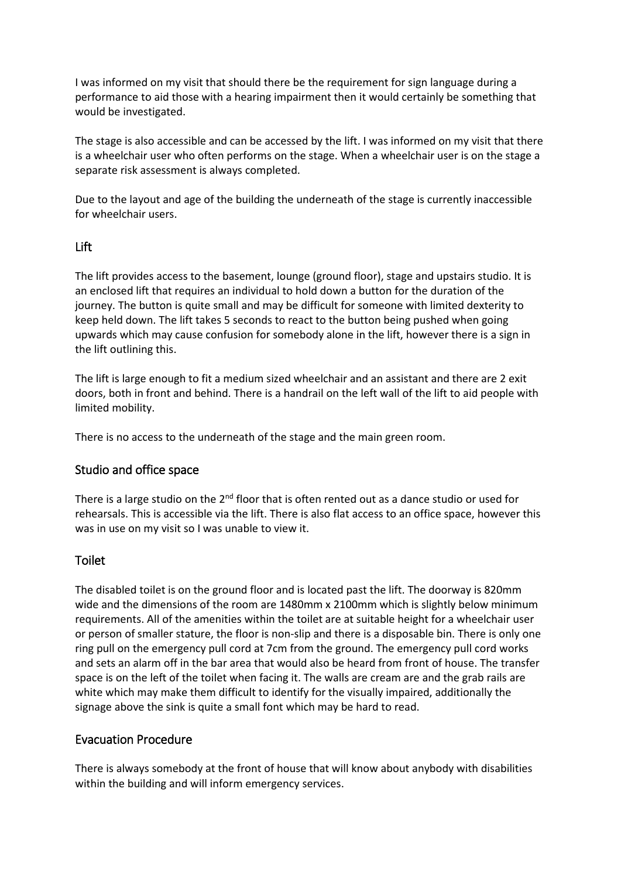I was informed on my visit that should there be the requirement for sign language during a performance to aid those with a hearing impairment then it would certainly be something that would be investigated.

The stage is also accessible and can be accessed by the lift. I was informed on my visit that there is a wheelchair user who often performs on the stage. When a wheelchair user is on the stage a separate risk assessment is always completed.

Due to the layout and age of the building the underneath of the stage is currently inaccessible for wheelchair users.

## Lift

The lift provides access to the basement, lounge (ground floor), stage and upstairs studio. It is an enclosed lift that requires an individual to hold down a button for the duration of the journey. The button is quite small and may be difficult for someone with limited dexterity to keep held down. The lift takes 5 seconds to react to the button being pushed when going upwards which may cause confusion for somebody alone in the lift, however there is a sign in the lift outlining this.

The lift is large enough to fit a medium sized wheelchair and an assistant and there are 2 exit doors, both in front and behind. There is a handrail on the left wall of the lift to aid people with limited mobility.

There is no access to the underneath of the stage and the main green room.

## Studio and office space

There is a large studio on the 2nd floor that is often rented out as a dance studio or used for rehearsals. This is accessible via the lift. There is also flat access to an office space, however this was in use on my visit so I was unable to view it.

## Toilet

The disabled toilet is on the ground floor and is located past the lift. The doorway is 820mm wide and the dimensions of the room are 1480mm x 2100mm which is slightly below minimum requirements. All of the amenities within the toilet are at suitable height for a wheelchair user or person of smaller stature, the floor is non-slip and there is a disposable bin. There is only one ring pull on the emergency pull cord at 7cm from the ground. The emergency pull cord works and sets an alarm off in the bar area that would also be heard from front of house. The transfer space is on the left of the toilet when facing it. The walls are cream are and the grab rails are white which may make them difficult to identify for the visually impaired, additionally the signage above the sink is quite a small font which may be hard to read.

## Evacuation Procedure

There is always somebody at the front of house that will know about anybody with disabilities within the building and will inform emergency services.